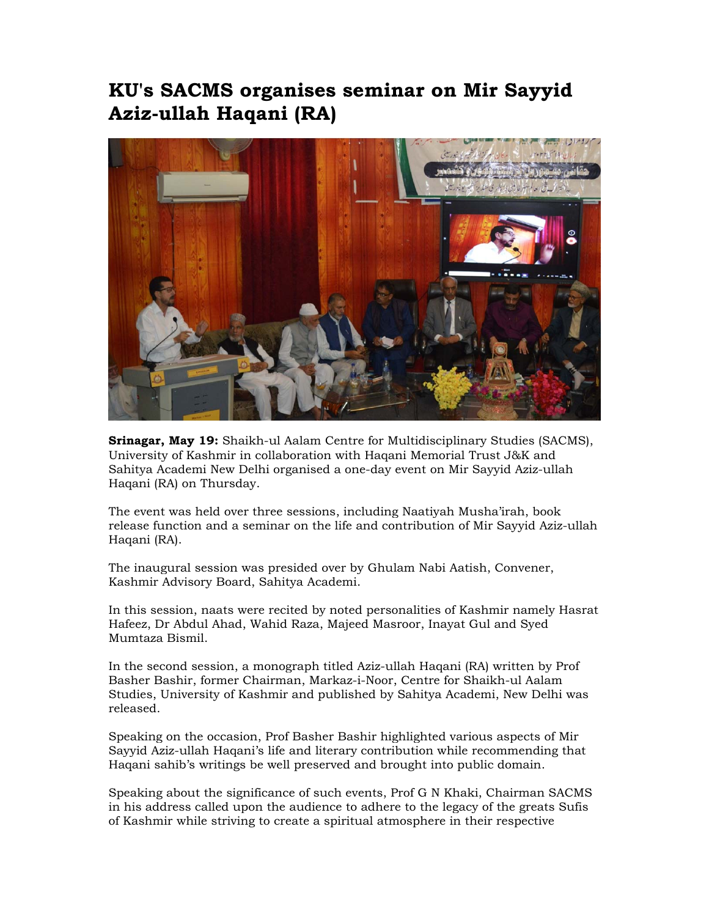# KU's SACMS organises seminar on Mir Sayyid Aziz-ullah Haqani (RA)

**Srinagar, May 19:** Shaikh-ul Aalam Centre for Multidisciplinary Studies (SACMS), University of Kashmir in collaboration with Haqani Memorial Trust J&K and Sahitya Academi New Delhi organised a one-day event on Mir Sayyid Aziz-ullah Haqani (RA) on Thursday.

The event was held over three sessions, including Naatiyah Musha'irah, book release function and a seminar on the life and contribution of Mir Sayyid Aziz-ullah Haqani (RA).

The inaugural session was presided over by Ghulam Nabi Aatish, Convener, Kashmir Advisory Board, Sahitya Academi.

In this session, naats were recited by noted personalities of Kashmir namely Hasrat Hafeez, Dr Abdul Ahad, Wahid Raza, Majeed Masroor, Inayat Gul and Syed Mumtaza Bismil.

In the second session, a monograph titled Aziz-ullah Haqani (RA) written by Prof Basher Bashir, former Chairman, Markaz-i-Noor, Centre for Shaikh-ul Aalam Studies, University of Kashmir and published by Sahitya Academi, New Delhi was released.

Speaking on the occasion, Prof Basher Bashir highlighted various aspects of Mir Sayyid Aziz-ullah Haqani's life and literary contribution while recommending that Haqani sahib's writings be well preserved and brought into public domain.

Speaking about the significance of such events, Prof G N Khaki, Chairman SACMS in his address called upon the audience to adhere to the legacy of the greats Sufis of Kashmir while striving to create a spiritual atmosphere in their respective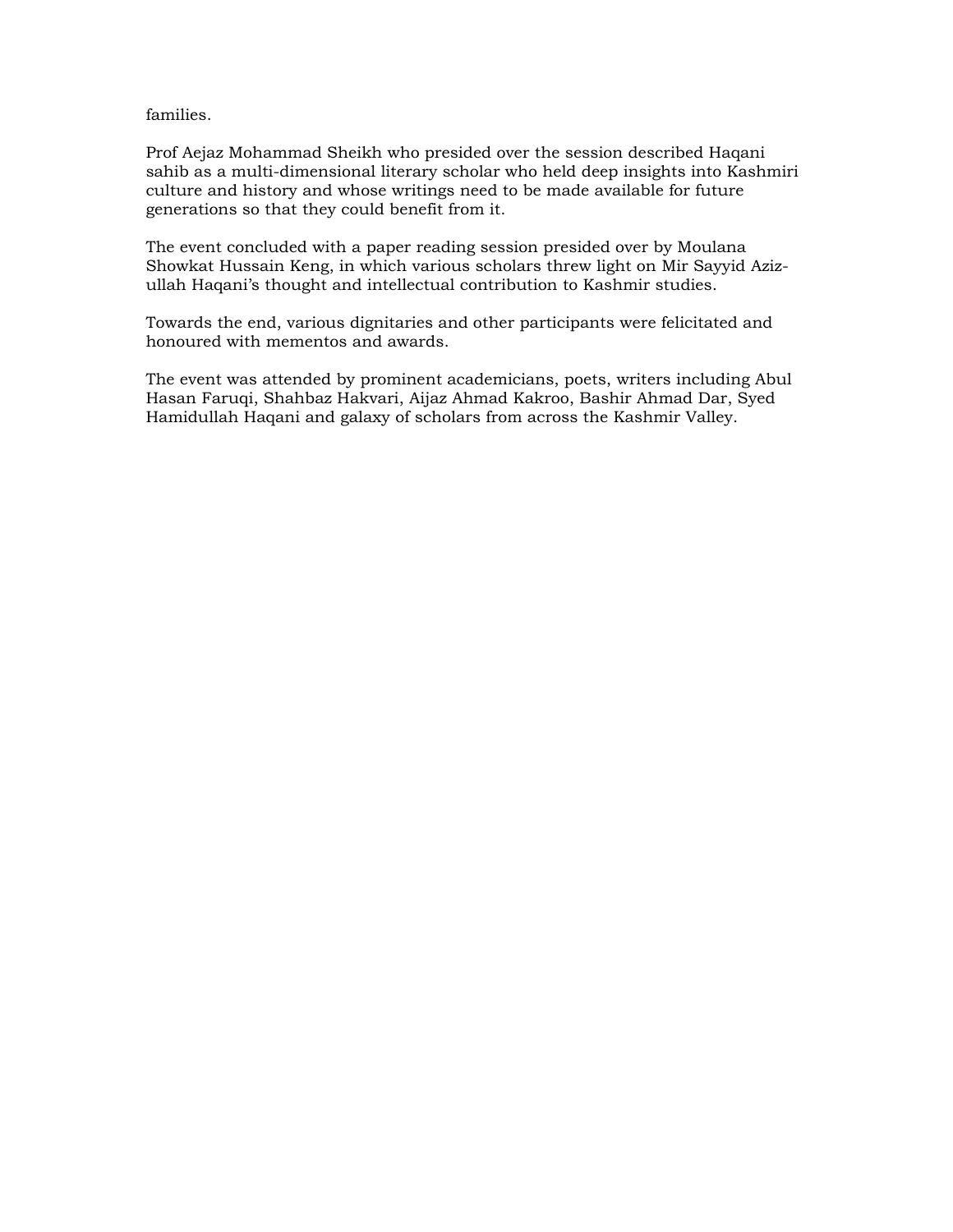families.

Prof Aejaz Mohammad Sheikh who presided over the session described Haqani sahib as a multi-dimensional literary scholar who held deep insights into Kashmiri culture and history and whose writings need to be made available for future generations so that they could benefit from it.

The event concluded with a paper reading session presided over by Moulana Showkat Hussain Keng, in which various scholars threw light on Mir Sayyid Aziz-ullah Haqani's thought and intellectual contribution to Kashmir studies.

Towards the end, various dignitaries and other participants were felicitated and honoured with mementos and awards.

The event was attended by prominent academicians, poets, writers including Abul Hasan Faruqi, Shahbaz Hakvari, Aijaz Ahmad Kakroo, Bashir Ahmad Dar, Syed Hamidullah Haqani and galaxy of scholars from across the Kashmir Valley.